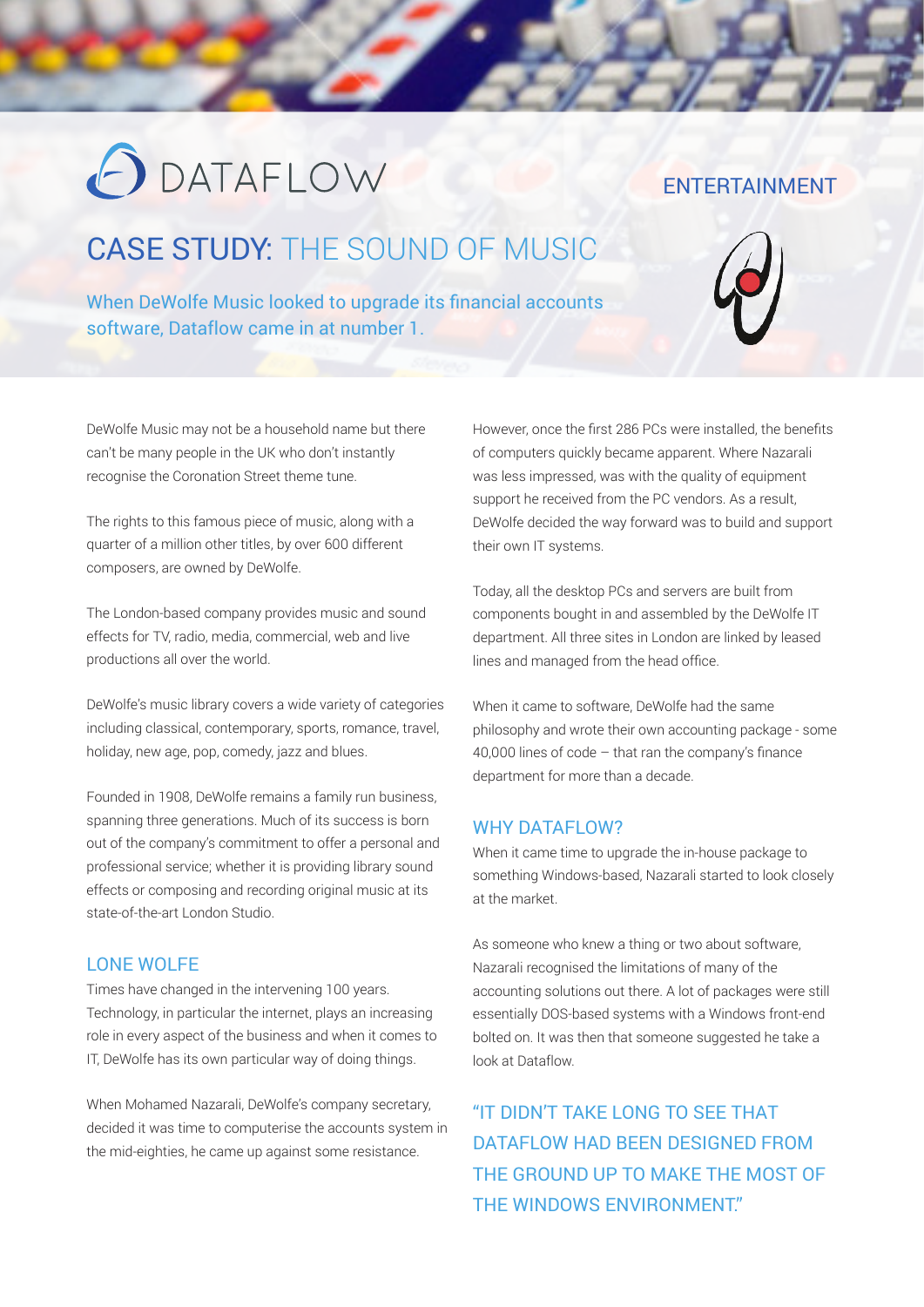DATAFLOW

ENTERTAINMENT

# CASE STUDY: THE SOUND OF MUSIC

When DeWolfe Music looked to upgrade its financial accounts software, Dataflow came in at number 1.

DeWolfe Music may not be a household name but there can't be many people in the UK who don't instantly recognise the Coronation Street theme tune.

The rights to this famous piece of music, along with a quarter of a million other titles, by over 600 different composers, are owned by DeWolfe.

The London-based company provides music and sound effects for TV, radio, media, commercial, web and live productions all over the world.

DeWolfe's music library covers a wide variety of categories including classical, contemporary, sports, romance, travel, holiday, new age, pop, comedy, jazz and blues.

Founded in 1908, DeWolfe remains a family run business, spanning three generations. Much of its success is born out of the company's commitment to offer a personal and professional service; whether it is providing library sound effects or composing and recording original music at its state-of-the-art London Studio.

## LONE WOLFE

Times have changed in the intervening 100 years. Technology, in particular the internet, plays an increasing role in every aspect of the business and when it comes to IT, DeWolfe has its own particular way of doing things.

When Mohamed Nazarali, DeWolfe's company secretary, decided it was time to computerise the accounts system in the mid-eighties, he came up against some resistance.

However, once the first 286 PCs were installed, the benefits of computers quickly became apparent. Where Nazarali was less impressed, was with the quality of equipment support he received from the PC vendors. As a result, DeWolfe decided the way forward was to build and support their own IT systems.

Today, all the desktop PCs and servers are built from components bought in and assembled by the DeWolfe IT department. All three sites in London are linked by leased lines and managed from the head office.

When it came to software, DeWolfe had the same philosophy and wrote their own accounting package - some 40,000 lines of code – that ran the company's finance department for more than a decade.

## WHY DATAFLOW?

When it came time to upgrade the in-house package to something Windows-based, Nazarali started to look closely at the market.

As someone who knew a thing or two about software, Nazarali recognised the limitations of many of the accounting solutions out there. A lot of packages were still essentially DOS-based systems with a Windows front-end bolted on. It was then that someone suggested he take a look at Dataflow.

"IT DIDN'T TAKE LONG TO SEE THAT DATAFLOW HAD BEEN DESIGNED FROM THE GROUND UP TO MAKE THE MOST OF THE WINDOWS ENVIRONMENT."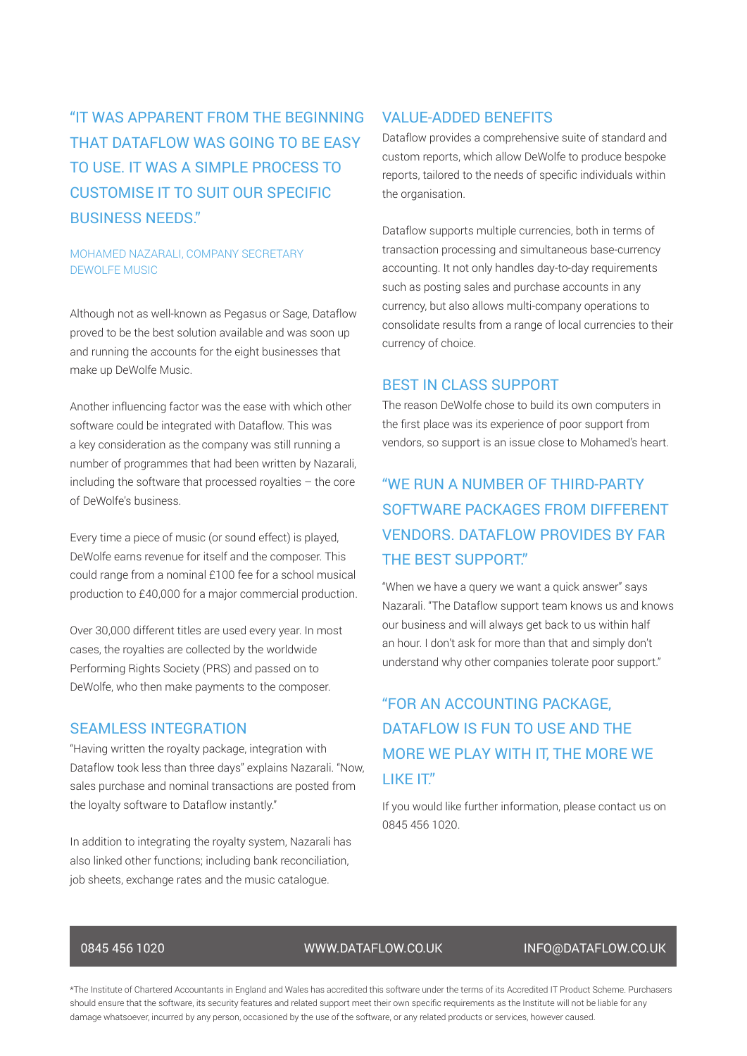> "IT WAS APPARENT FROM THE BEGINNING THAT DATAFLOW WAS GOING TO BE EASY TO USE. IT WAS A SIMPLE PROCESS TO CUSTOMISE IT TO SUIT OUR SPECIFIC BUSINESS NEEDS."

MOHAMED NAZARALI, COMPANY SECRETARY
DEWOLFE MUSIC

Although not as well-known as Pegasus or Sage, Dataflow proved to be the best solution available and was soon up and running the accounts for the eight businesses that make up DeWolfe Music.

Another influencing factor was the ease with which other software could be integrated with Dataflow. This was a key consideration as the company was still running a number of programmes that had been written by Nazarali, including the software that processed royalties – the core of DeWolfe's business.

Every time a piece of music (or sound effect) is played, DeWolfe earns revenue for itself and the composer. This could range from a nominal £100 fee for a school musical production to £40,000 for a major commercial production.

Over 30,000 different titles are used every year. In most cases, the royalties are collected by the worldwide Performing Rights Society (PRS) and passed on to DeWolfe, who then make payments to the composer.

## SEAMLESS INTEGRATION

"Having written the royalty package, integration with Dataflow took less than three days" explains Nazarali. "Now, sales purchase and nominal transactions are posted from the loyalty software to Dataflow instantly."

In addition to integrating the royalty system, Nazarali has also linked other functions; including bank reconciliation, job sheets, exchange rates and the music catalogue.

## VALUE-ADDED BENEFITS

Dataflow provides a comprehensive suite of standard and custom reports, which allow DeWolfe to produce bespoke reports, tailored to the needs of specific individuals within the organisation.

Dataflow supports multiple currencies, both in terms of transaction processing and simultaneous base-currency accounting. It not only handles day-to-day requirements such as posting sales and purchase accounts in any currency, but also allows multi-company operations to consolidate results from a range of local currencies to their currency of choice.

## BEST IN CLASS SUPPORT

The reason DeWolfe chose to build its own computers in the first place was its experience of poor support from vendors, so support is an issue close to Mohamed's heart.

> "WE RUN A NUMBER OF THIRD-PARTY SOFTWARE PACKAGES FROM DIFFERENT VENDORS. DATAFLOW PROVIDES BY FAR THE BEST SUPPORT."

"When we have a query we want a quick answer" says Nazarali. "The Dataflow support team knows us and knows our business and will always get back to us within half an hour. I don't ask for more than that and simply don't understand why other companies tolerate poor support."

> "FOR AN ACCOUNTING PACKAGE, DATAFLOW IS FUN TO USE AND THE MORE WE PLAY WITH IT, THE MORE WE LIKE IT."

If you would like further information, please contact us on 0845 456 1020.

0845 456 1020 | WWW.DATAFLOW.CO.UK | INFO@DATAFLOW.CO.UK

*The Institute of Chartered Accountants in England and Wales has accredited this software under the terms of its Accredited IT Product Scheme. Purchasers should ensure that the software, its security features and related support meet their own specific requirements as the Institute will not be liable for any damage whatsoever, incurred by any person, occasioned by the use of the software, or any related products or services, however caused.